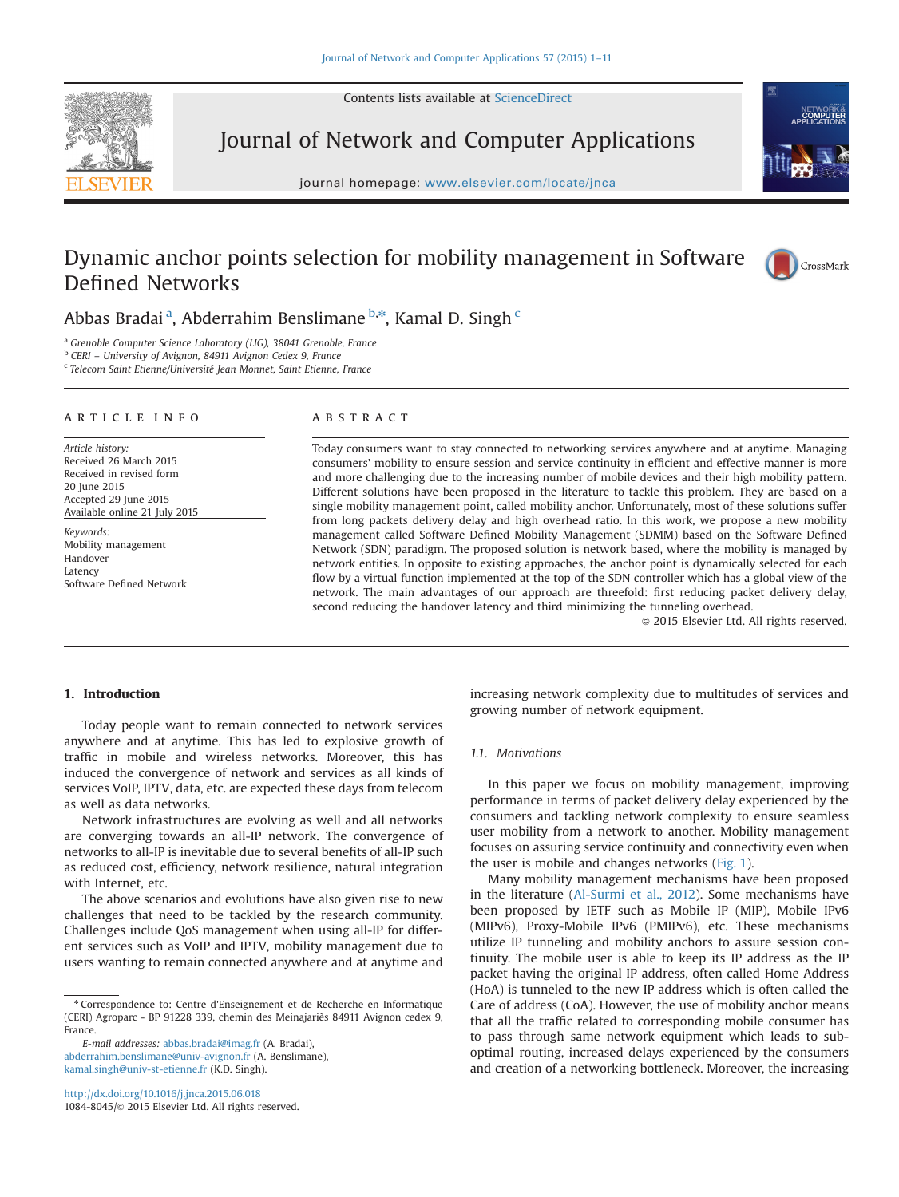# Dynamic anchor points selection for mobility management in Software Defined Networks

Abbas Bradai [a], Abderrahim Benslimane [b,*], Kamal D. Singh [c]

[a] Grenoble Computer Science Laboratory (LIG), 38041 Grenoble, France
[b] CERI – University of Avignon, 84911 Avignon Cedex 9, France
[c] Telecom Saint Etienne/Université Jean Monnet, Saint Etienne, France

## ARTICLE INFO

*Article history:*
Received 26 March 2015
Received in revised form
20 June 2015
Accepted 29 June 2015
Available online 21 July 2015

*Keywords:*
Mobility management
Handover
Latency
Software Defined Network

## ABSTRACT

Today consumers want to stay connected to networking services anywhere and at anytime. Managing consumers' mobility to ensure session and service continuity in efficient and effective manner is more and more challenging due to the increasing number of mobile devices and their high mobility pattern. Different solutions have been proposed in the literature to tackle this problem. They are based on a single mobility management point, called mobility anchor. Unfortunately, most of these solutions suffer from long packets delivery delay and high overhead ratio. In this work, we propose a new mobility management called Software Defined Mobility Management (SDMM) based on the Software Defined Network (SDN) paradigm. The proposed solution is network based, where the mobility is managed by network entities. In opposite to existing approaches, the anchor point is dynamically selected for each flow by a virtual function implemented at the top of the SDN controller which has a global view of the network. The main advantages of our approach are threefold: first reducing packet delivery delay, second reducing the handover latency and third minimizing the tunneling overhead.

© 2015 Elsevier Ltd. All rights reserved.

## 1. Introduction

Today people want to remain connected to network services anywhere and at anytime. This has led to explosive growth of traffic in mobile and wireless networks. Moreover, this has induced the convergence of network and services as all kinds of services VoIP, IPTV, data, etc. are expected these days from telecom as well as data networks.

Network infrastructures are evolving as well and all networks are converging towards an all-IP network. The convergence of networks to all-IP is inevitable due to several benefits of all-IP such as reduced cost, efficiency, network resilience, natural integration with Internet, etc.

The above scenarios and evolutions have also given rise to new challenges that need to be tackled by the research community. Challenges include QoS management when using all-IP for different services such as VoIP and IPTV, mobility management due to users wanting to remain connected anywhere and at anytime and increasing network complexity due to multitudes of services and growing number of network equipment.

### 1.1. Motivations

In this paper we focus on mobility management, improving performance in terms of packet delivery delay experienced by the consumers and tackling network complexity to ensure seamless user mobility from a network to another. Mobility management focuses on assuring service continuity and connectivity even when the user is mobile and changes networks (Fig. 1).

Many mobility management mechanisms have been proposed in the literature (Al-Surmi et al., 2012). Some mechanisms have been proposed by IETF such as Mobile IP (MIP), Mobile IPv6 (MIPv6), Proxy-Mobile IPv6 (PMIPv6), etc. These mechanisms utilize IP tunneling and mobility anchors to assure session continuity. The mobile user is able to keep its IP address as the IP packet having the original IP address, often called Home Address (HoA) is tunneled to the new IP address which is often called the Care of address (CoA). However, the use of mobility anchor means that all the traffic related to corresponding mobile consumer has to pass through same network equipment which leads to sub-optimal routing, increased delays experienced by the consumers and creation of a networking bottleneck. Moreover, the increasing

---

* Correspondence to: Centre d'Enseignement et de Recherche en Informatique (CERI) Agroparc - BP 91228 339, chemin des Meinajariès 84911 Avignon cedex 9, France.

*E-mail addresses:* abbas.bradai@imag.fr (A. Bradai), abderrahim.benslimane@univ-avignon.fr (A. Benslimane), kamal.singh@univ-st-etienne.fr (K.D. Singh).

http://dx.doi.org/10.1016/j.jnca.2015.06.018
1084-8045/© 2015 Elsevier Ltd. All rights reserved.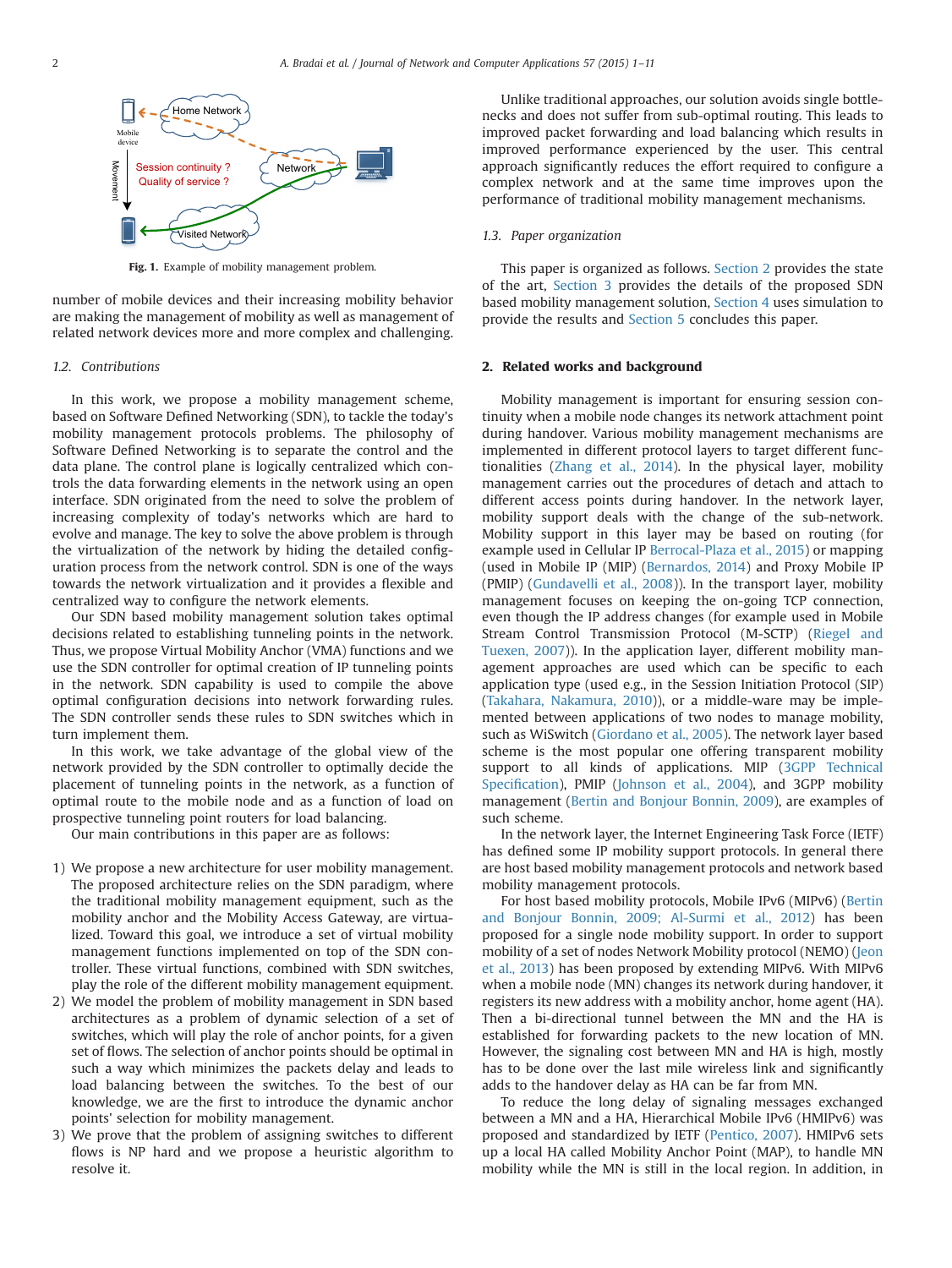Fig. 1. Example of mobility management problem.

number of mobile devices and their increasing mobility behavior are making the management of mobility as well as management of related network devices more and more complex and challenging.

### 1.2. Contributions

In this work, we propose a mobility management scheme, based on Software Defined Networking (SDN), to tackle the today's mobility management protocols problems. The philosophy of Software Defined Networking is to separate the control and the data plane. The control plane is logically centralized which controls the data forwarding elements in the network using an open interface. SDN originated from the need to solve the problem of increasing complexity of today's networks which are hard to evolve and manage. The key to solve the above problem is through the virtualization of the network by hiding the detailed configuration process from the network control. SDN is one of the ways towards the network virtualization and it provides a flexible and centralized way to configure the network elements.

Our SDN based mobility management solution takes optimal decisions related to establishing tunneling points in the network. Thus, we propose Virtual Mobility Anchor (VMA) functions and we use the SDN controller for optimal creation of IP tunneling points in the network. SDN capability is used to compile the above optimal configuration decisions into network forwarding rules. The SDN controller sends these rules to SDN switches which in turn implement them.

In this work, we take advantage of the global view of the network provided by the SDN controller to optimally decide the placement of tunneling points in the network, as a function of optimal route to the mobile node and as a function of load on prospective tunneling point routers for load balancing.

Our main contributions in this paper are as follows:

1) We propose a new architecture for user mobility management. The proposed architecture relies on the SDN paradigm, where the traditional mobility management equipment, such as the mobility anchor and the Mobility Access Gateway, are virtualized. Toward this goal, we introduce a set of virtual mobility management functions implemented on top of the SDN controller. These virtual functions, combined with SDN switches, play the role of the different mobility management equipment.
2) We model the problem of mobility management in SDN based architectures as a problem of dynamic selection of a set of switches, which will play the role of anchor points, for a given set of flows. The selection of anchor points should be optimal in such a way which minimizes the packets delay and leads to load balancing between the switches. To the best of our knowledge, we are the first to introduce the dynamic anchor points' selection for mobility management.
3) We prove that the problem of assigning switches to different flows is NP hard and we propose a heuristic algorithm to resolve it.

Unlike traditional approaches, our solution avoids single bottlenecks and does not suffer from sub-optimal routing. This leads to improved packet forwarding and load balancing which results in improved performance experienced by the user. This central approach significantly reduces the effort required to configure a complex network and at the same time improves upon the performance of traditional mobility management mechanisms.

### 1.3. Paper organization

This paper is organized as follows. Section 2 provides the state of the art, Section 3 provides the details of the proposed SDN based mobility management solution, Section 4 uses simulation to provide the results and Section 5 concludes this paper.

## 2. Related works and background

Mobility management is important for ensuring session continuity when a mobile node changes its network attachment point during handover. Various mobility management mechanisms are implemented in different protocol layers to target different functionalities (Zhang et al., 2014). In the physical layer, mobility management carries out the procedures of detach and attach to different access points during handover. In the network layer, mobility support deals with the change of the sub-network. Mobility support in this layer may be based on routing (for example used in Cellular IP Berrocal-Plaza et al., 2015) or mapping (used in Mobile IP (MIP) (Bernardos, 2014) and Proxy Mobile IP (PMIP) (Gundavelli et al., 2008)). In the transport layer, mobility management focuses on keeping the on-going TCP connection, even though the IP address changes (for example used in Mobile Stream Control Transmission Protocol (M-SCTP) (Riegel and Tuexen, 2007)). In the application layer, different mobility management approaches are used which can be specific to each application type (used e.g., in the Session Initiation Protocol (SIP) (Takahara, Nakamura, 2010)), or a middle-ware may be implemented between applications of two nodes to manage mobility, such as WiSwitch (Giordano et al., 2005). The network layer based scheme is the most popular one offering transparent mobility support to all kinds of applications. MIP (3GPP Technical Specification), PMIP (Johnson et al., 2004), and 3GPP mobility management (Bertin and Bonjour Bonnin, 2009), are examples of such scheme.

In the network layer, the Internet Engineering Task Force (IETF) has defined some IP mobility support protocols. In general there are host based mobility management protocols and network based mobility management protocols.

For host based mobility protocols, Mobile IPv6 (MIPv6) (Bertin and Bonjour Bonnin, 2009; Al-Surmi et al., 2012) has been proposed for a single node mobility support. In order to support mobility of a set of nodes Network Mobility protocol (NEMO) (Jeon et al., 2013) has been proposed by extending MIPv6. With MIPv6 when a mobile node (MN) changes its network during handover, it registers its new address with a mobility anchor, home agent (HA). Then a bi-directional tunnel between the MN and the HA is established for forwarding packets to the new location of MN. However, the signaling cost between MN and HA is high, mostly has to be done over the last mile wireless link and significantly adds to the handover delay as HA can be far from MN.

To reduce the long delay of signaling messages exchanged between a MN and a HA, Hierarchical Mobile IPv6 (HMIPv6) was proposed and standardized by IETF (Pentico, 2007). HMIPv6 sets up a local HA called Mobility Anchor Point (MAP), to handle MN mobility while the MN is still in the local region. In addition, in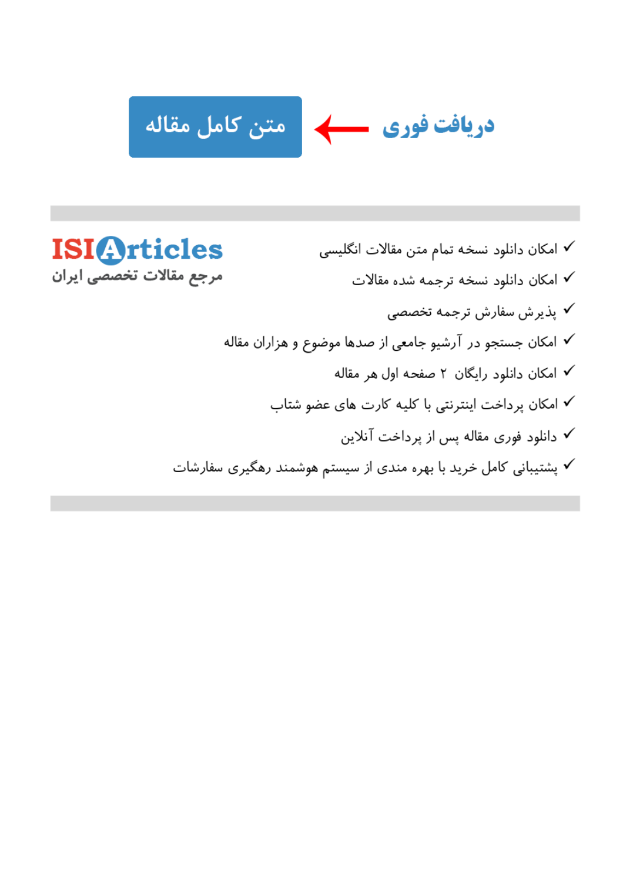دریافت فوری ← **متن کامل مقاله**

**ISIArticles**
مرجع مقالات تخصصی ایران

- ✓ امکان دانلود نسخه تمام متن مقالات انگلیسی
- ✓ امکان دانلود نسخه ترجمه شده مقالات
- ✓ پذیرش سفارش ترجمه تخصصی
- ✓ امکان جستجو در آرشیو جامعی از صدها موضوع و هزاران مقاله
- ✓ امکان دانلود رایگان ۲ صفحه اول هر مقاله
- ✓ امکان پرداخت اینترنتی با کلیه کارت های عضو شتاب
- ✓ دانلود فوری مقاله پس از پرداخت آنلاین
- ✓ پشتیبانی کامل خرید با بهره مندی از سیستم هوشمند رهگیری سفارشات